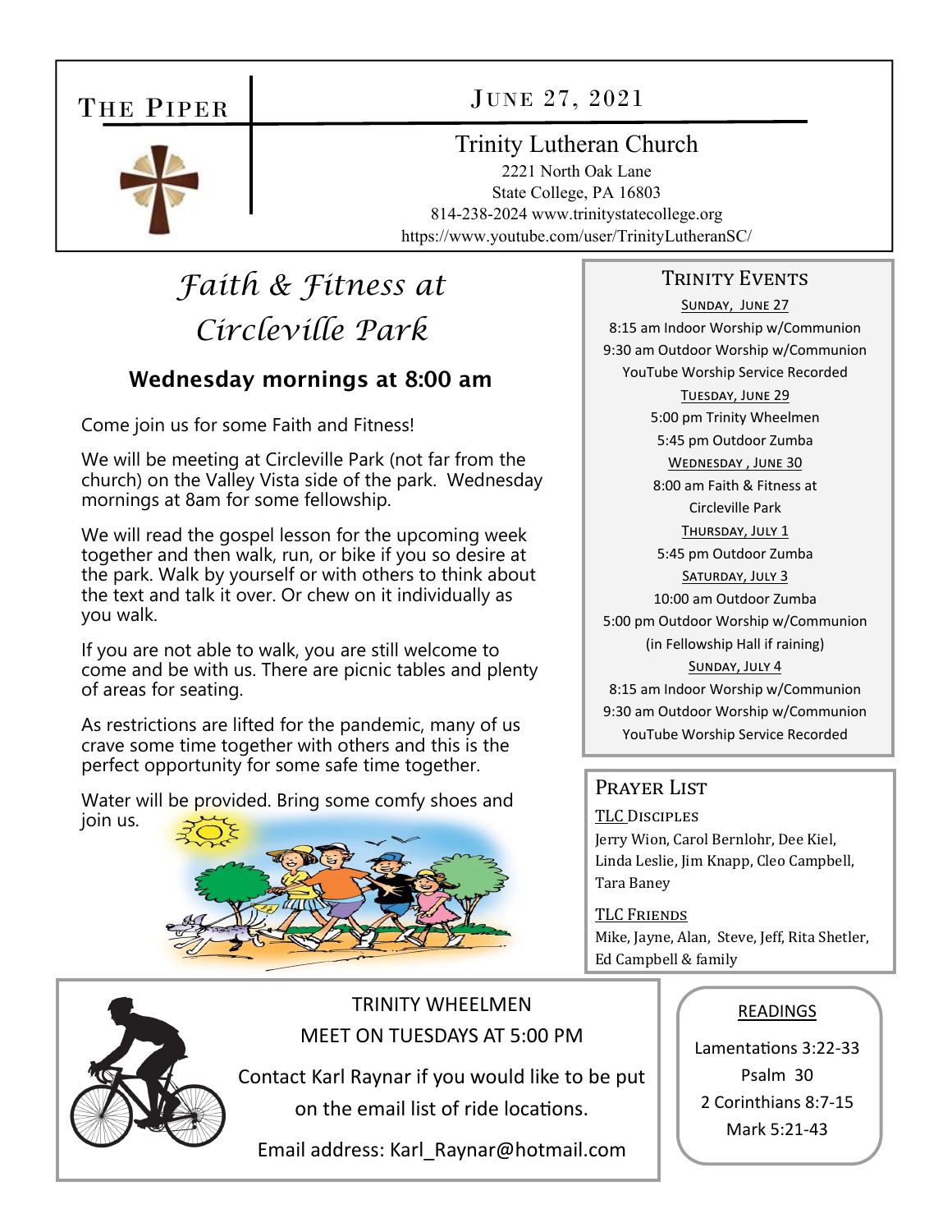# THE PIPER

JUNE 27, 2021

Trinity Lutheran Church
2221 North Oak Lane
State College, PA 16803
814-238-2024 www.trinitystatecollege.org
https://www.youtube.com/user/TrinityLutheranSC/

## *Faith & Fitness at Circleville Park*

### Wednesday mornings at 8:00 am

Come join us for some Faith and Fitness!

We will be meeting at Circleville Park (not far from the church) on the Valley Vista side of the park. Wednesday mornings at 8am for some fellowship.

We will read the gospel lesson for the upcoming week together and then walk, run, or bike if you so desire at the park. Walk by yourself or with others to think about the text and talk it over. Or chew on it individually as you walk.

If you are not able to walk, you are still welcome to come and be with us. There are picnic tables and plenty of areas for seating.

As restrictions are lifted for the pandemic, many of us crave some time together with others and this is the perfect opportunity for some safe time together.

Water will be provided. Bring some comfy shoes and join us.

## TRINITY EVENTS

SUNDAY, JUNE 27
8:15 am Indoor Worship w/Communion
9:30 am Outdoor Worship w/Communion
YouTube Worship Service Recorded

TUESDAY, JUNE 29
5:00 pm Trinity Wheelmen
5:45 pm Outdoor Zumba

WEDNESDAY, JUNE 30
8:00 am Faith & Fitness at Circleville Park

THURSDAY, JULY 1
5:45 pm Outdoor Zumba

SATURDAY, JULY 3
10:00 am Outdoor Zumba
5:00 pm Outdoor Worship w/Communion
(in Fellowship Hall if raining)

SUNDAY, JULY 4
8:15 am Indoor Worship w/Communion
9:30 am Outdoor Worship w/Communion
YouTube Worship Service Recorded

## PRAYER LIST

TLC DISCIPLES
Jerry Wion, Carol Bernlohr, Dee Kiel, Linda Leslie, Jim Knapp, Cleo Campbell, Tara Baney

TLC FRIENDS
Mike, Jayne, Alan, Steve, Jeff, Rita Shetler, Ed Campbell & family

## TRINITY WHEELMEN
MEET ON TUESDAYS AT 5:00 PM

Contact Karl Raynar if you would like to be put on the email list of ride locations.

Email address: Karl_Raynar@hotmail.com

## READINGS

Lamentations 3:22-33
Psalm 30
2 Corinthians 8:7-15
Mark 5:21-43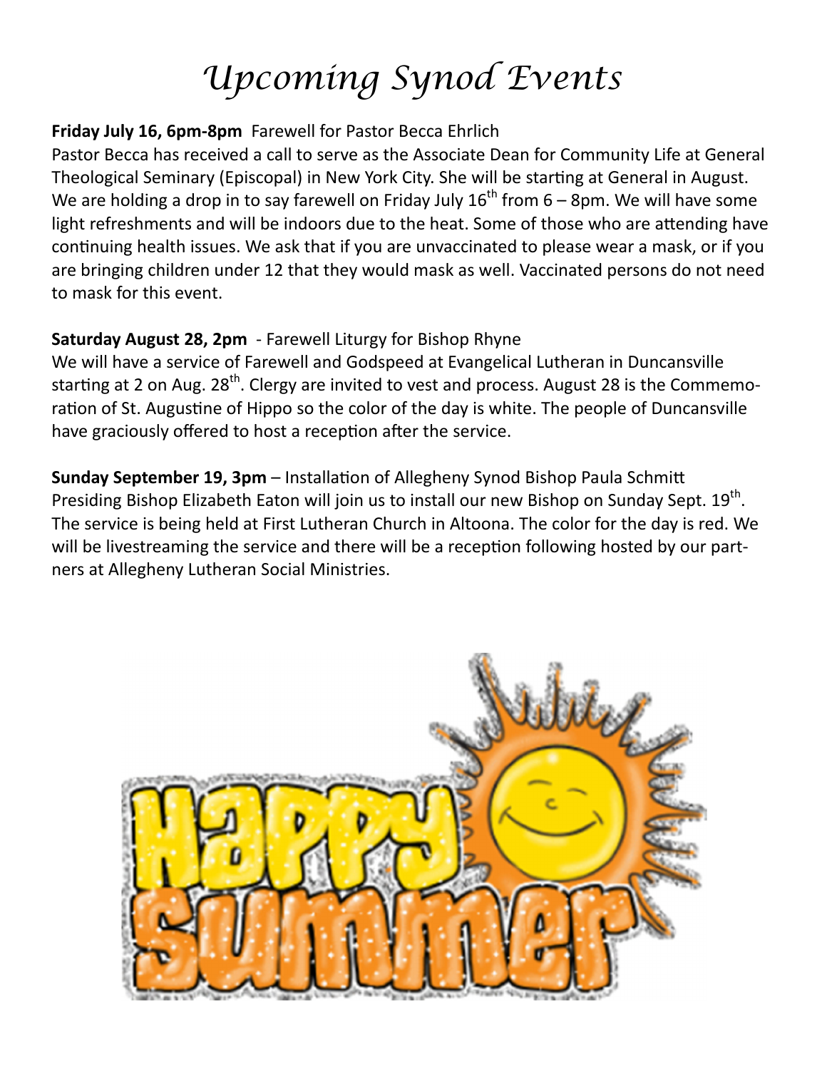# *Upcoming Synod Events*

**Friday July 16, 6pm-8pm** Farewell for Pastor Becca Ehrlich

Pastor Becca has received a call to serve as the Associate Dean for Community Life at General Theological Seminary (Episcopal) in New York City. She will be starting at General in August. We are holding a drop in to say farewell on Friday July 16th from 6 – 8pm. We will have some light refreshments and will be indoors due to the heat. Some of those who are attending have continuing health issues. We ask that if you are unvaccinated to please wear a mask, or if you are bringing children under 12 that they would mask as well. Vaccinated persons do not need to mask for this event.

**Saturday August 28, 2pm** - Farewell Liturgy for Bishop Rhyne

We will have a service of Farewell and Godspeed at Evangelical Lutheran in Duncansville starting at 2 on Aug. 28th. Clergy are invited to vest and process. August 28 is the Commemoration of St. Augustine of Hippo so the color of the day is white. The people of Duncansville have graciously offered to host a reception after the service.

**Sunday September 19, 3pm** – Installation of Allegheny Synod Bishop Paula Schmitt

Presiding Bishop Elizabeth Eaton will join us to install our new Bishop on Sunday Sept. 19th. The service is being held at First Lutheran Church in Altoona. The color for the day is red. We will be livestreaming the service and there will be a reception following hosted by our partners at Allegheny Lutheran Social Ministries.

Happy Summer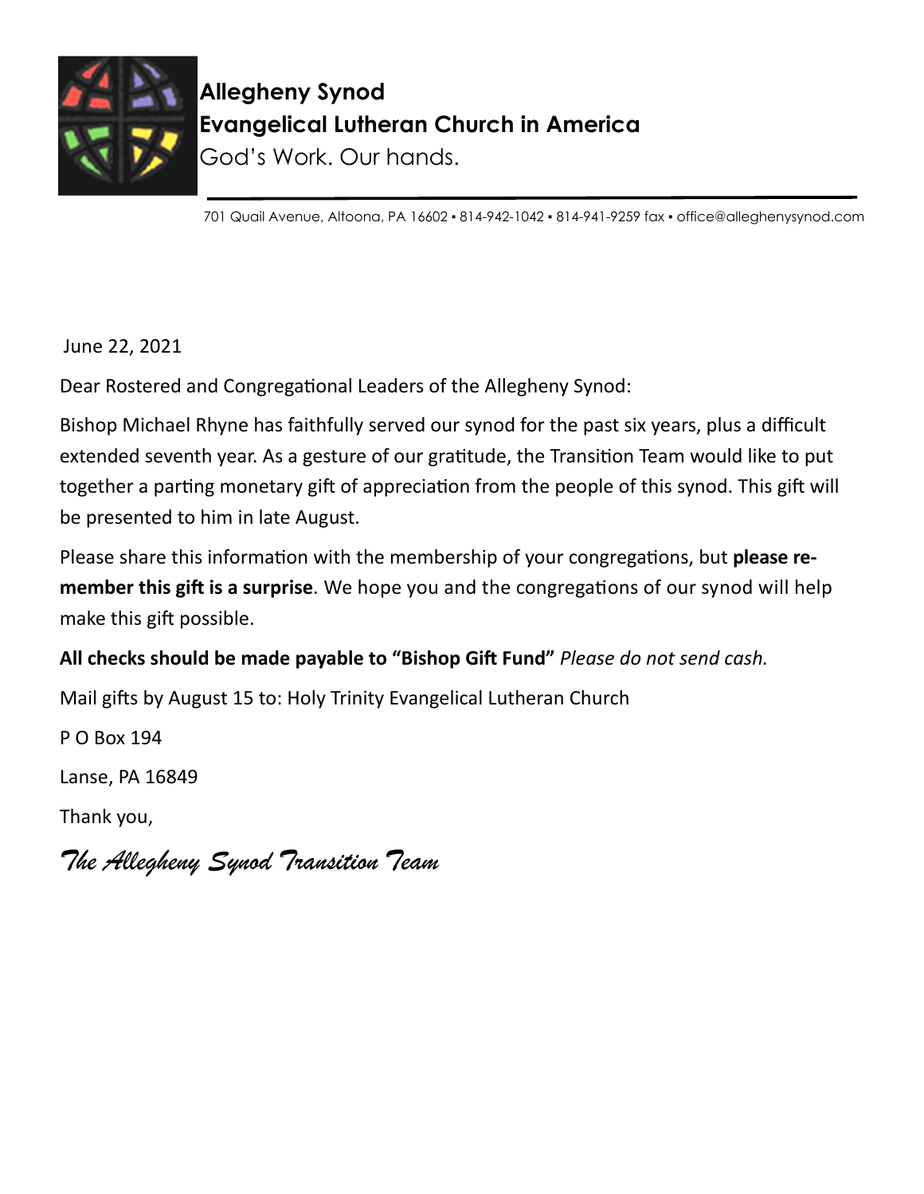**Allegheny Synod**
**Evangelical Lutheran Church in America**
God's Work. Our hands.

701 Quail Avenue, Altoona, PA 16602 ▪ 814-942-1042 ▪ 814-941-9259 fax ▪ office@alleghenysynod.com

June 22, 2021

Dear Rostered and Congregational Leaders of the Allegheny Synod:

Bishop Michael Rhyne has faithfully served our synod for the past six years, plus a difficult extended seventh year. As a gesture of our gratitude, the Transition Team would like to put together a parting monetary gift of appreciation from the people of this synod. This gift will be presented to him in late August.

Please share this information with the membership of your congregations, but **please remember this gift is a surprise**. We hope you and the congregations of our synod will help make this gift possible.

**All checks should be made payable to "Bishop Gift Fund"** *Please do not send cash.*

Mail gifts by August 15 to: Holy Trinity Evangelical Lutheran Church

P O Box 194

Lanse, PA 16849

Thank you,

*The Allegheny Synod Transition Team*